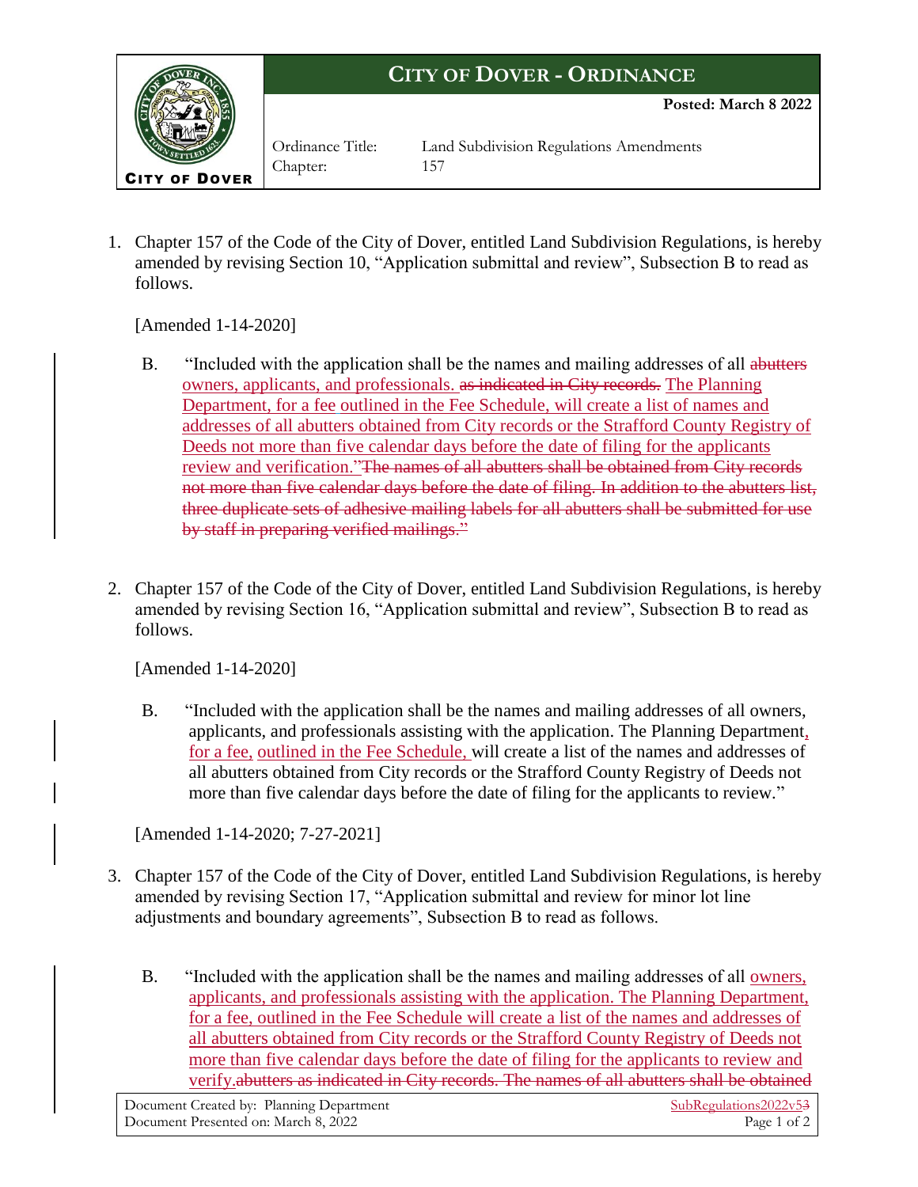# CITY OF DOVER - ORDINANCE

**Posted: March 8 2022**

Ordinance Title: Land Subdivision Regulations Amendments
Chapter: 157

1. Chapter 157 of the Code of the City of Dover, entitled Land Subdivision Regulations, is hereby amended by revising Section 10, "Application submittal and review", Subsection B to read as follows.

   [Amended 1-14-2020]

   B. "Included with the application shall be the names and mailing addresses of all ~~abutters~~ owners, applicants, and professionals. ~~as indicated in City records.~~ The Planning Department, for a fee outlined in the Fee Schedule, will create a list of names and addresses of all abutters obtained from City records or the Strafford County Registry of Deeds not more than five calendar days before the date of filing for the applicants review and verification."~~The names of all abutters shall be obtained from City records not more than five calendar days before the date of filing. In addition to the abutters list, three duplicate sets of adhesive mailing labels for all abutters shall be submitted for use by staff in preparing verified mailings."~~

2. Chapter 157 of the Code of the City of Dover, entitled Land Subdivision Regulations, is hereby amended by revising Section 16, "Application submittal and review", Subsection B to read as follows.

   [Amended 1-14-2020]

   B. "Included with the application shall be the names and mailing addresses of all owners, applicants, and professionals assisting with the application. The Planning Department, for a fee, outlined in the Fee Schedule, will create a list of the names and addresses of all abutters obtained from City records or the Strafford County Registry of Deeds not more than five calendar days before the date of filing for the applicants to review."

   [Amended 1-14-2020; 7-27-2021]

3. Chapter 157 of the Code of the City of Dover, entitled Land Subdivision Regulations, is hereby amended by revising Section 17, "Application submittal and review for minor lot line adjustments and boundary agreements", Subsection B to read as follows.

   B. "Included with the application shall be the names and mailing addresses of all owners, applicants, and professionals assisting with the application. The Planning Department, for a fee, outlined in the Fee Schedule will create a list of the names and addresses of all abutters obtained from City records or the Strafford County Registry of Deeds not more than five calendar days before the date of filing for the applicants to review and verify.~~abutters as indicated in City records. The names of all abutters shall be obtained~~

Document Created by: Planning Department
Document Presented on: March 8, 2022
SubRegulations2022v5~~3~~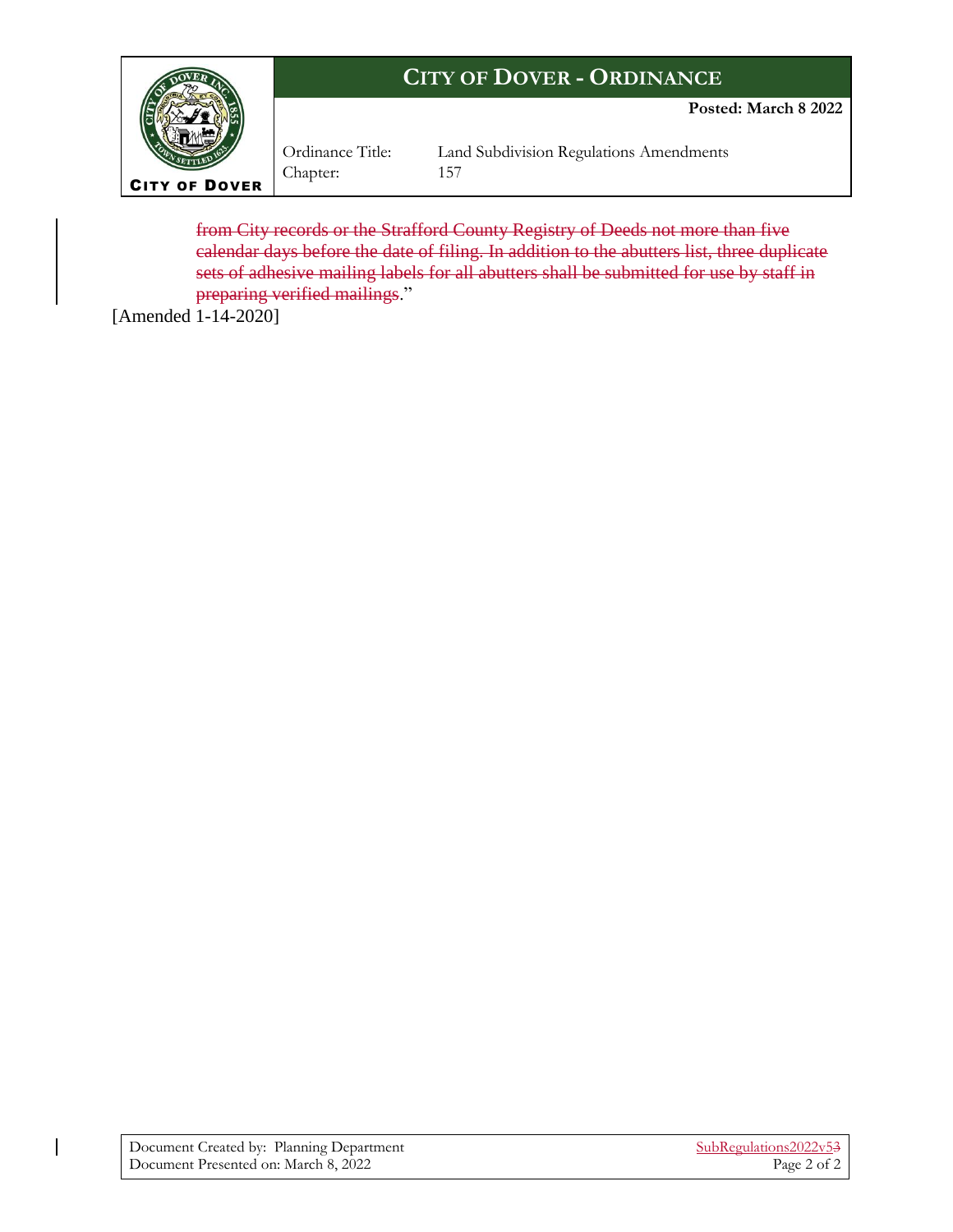~~from City records or the Strafford County Registry of Deeds not more than five calendar days before the date of filing. In addition to the abutters list, three duplicate sets of adhesive mailing labels for all abutters shall be submitted for use by staff in preparing verified mailings~~."

[Amended 1-14-2020]